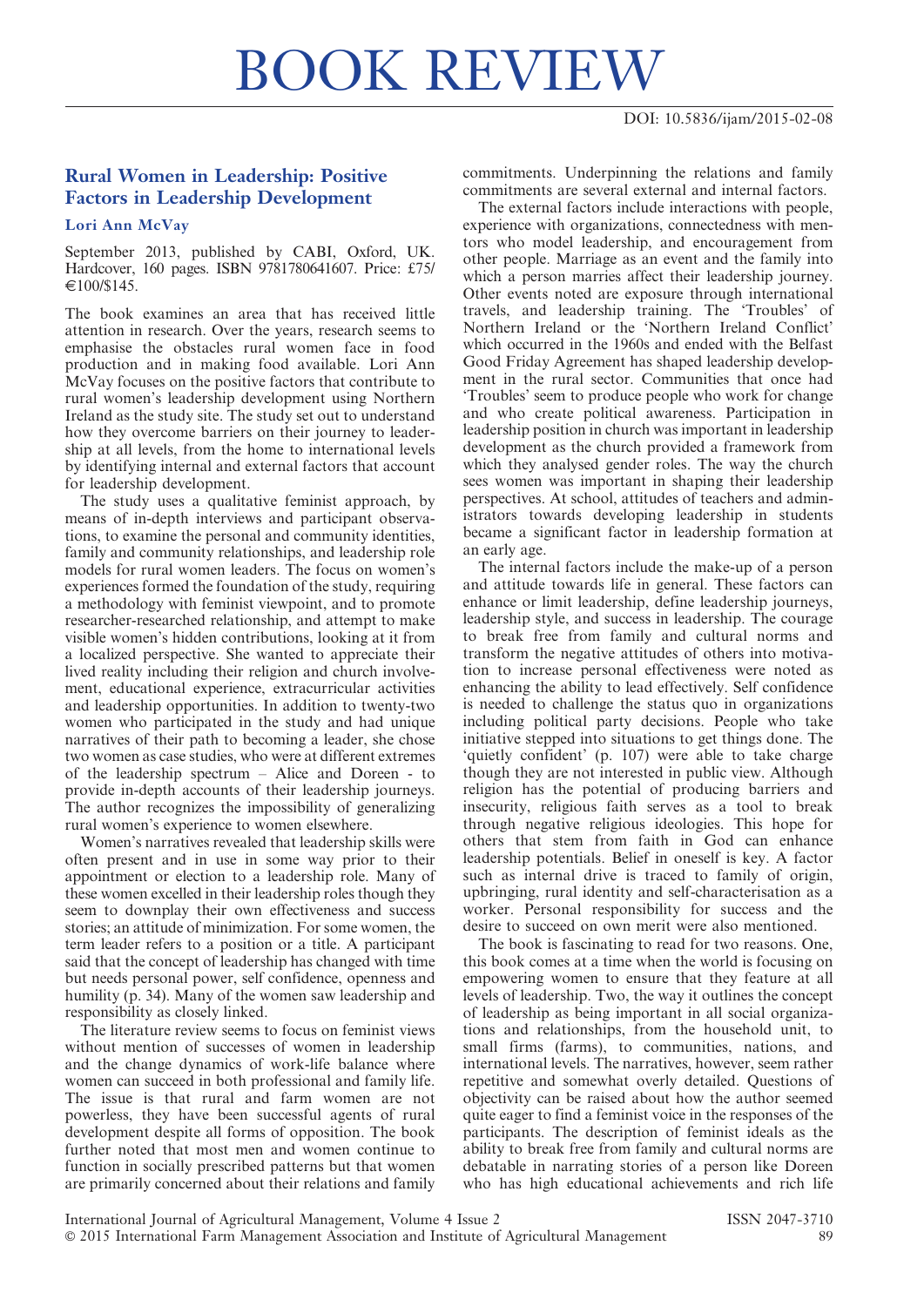# BOOK REVIEW

DOI: 10.5836/ijam/2015-02-08

## Rural Women in Leadership: Positive Factors in Leadership Development

### Lori Ann McVay

September 2013, published by CABI, Oxford, UK. Hardcover, 160 pages. ISBN 9781780641607. Price: £75/ €100/$145.

The book examines an area that has received little attention in research. Over the years, research seems to emphasise the obstacles rural women face in food production and in making food available. Lori Ann McVay focuses on the positive factors that contribute to rural women's leadership development using Northern Ireland as the study site. The study set out to understand how they overcome barriers on their journey to leadership at all levels, from the home to international levels by identifying internal and external factors that account for leadership development.

The study uses a qualitative feminist approach, by means of in-depth interviews and participant observations, to examine the personal and community identities, family and community relationships, and leadership role models for rural women leaders. The focus on women's experiences formed the foundation of the study, requiring a methodology with feminist viewpoint, and to promote researcher-researched relationship, and attempt to make visible women's hidden contributions, looking at it from a localized perspective. She wanted to appreciate their lived reality including their religion and church involvement, educational experience, extracurricular activities and leadership opportunities. In addition to twenty-two women who participated in the study and had unique narratives of their path to becoming a leader, she chose two women as case studies, who were at different extremes of the leadership spectrum – Alice and Doreen - to provide in-depth accounts of their leadership journeys. The author recognizes the impossibility of generalizing rural women's experience to women elsewhere.

Women's narratives revealed that leadership skills were often present and in use in some way prior to their appointment or election to a leadership role. Many of these women excelled in their leadership roles though they seem to downplay their own effectiveness and success stories; an attitude of minimization. For some women, the term leader refers to a position or a title. A participant said that the concept of leadership has changed with time but needs personal power, self confidence, openness and humility (p. 34). Many of the women saw leadership and responsibility as closely linked.

The literature review seems to focus on feminist views without mention of successes of women in leadership and the change dynamics of work-life balance where women can succeed in both professional and family life. The issue is that rural and farm women are not powerless, they have been successful agents of rural development despite all forms of opposition. The book further noted that most men and women continue to function in socially prescribed patterns but that women are primarily concerned about their relations and family commitments. Underpinning the relations and family commitments are several external and internal factors.

The external factors include interactions with people, experience with organizations, connectedness with mentors who model leadership, and encouragement from other people. Marriage as an event and the family into which a person marries affect their leadership journey. Other events noted are exposure through international travels, and leadership training. The 'Troubles' of Northern Ireland or the 'Northern Ireland Conflict' which occurred in the 1960s and ended with the Belfast Good Friday Agreement has shaped leadership development in the rural sector. Communities that once had 'Troubles' seem to produce people who work for change and who create political awareness. Participation in leadership position in church was important in leadership development as the church provided a framework from which they analysed gender roles. The way the church sees women was important in shaping their leadership perspectives. At school, attitudes of teachers and administrators towards developing leadership in students became a significant factor in leadership formation at an early age.

The internal factors include the make-up of a person and attitude towards life in general. These factors can enhance or limit leadership, define leadership journeys, leadership style, and success in leadership. The courage to break free from family and cultural norms and transform the negative attitudes of others into motivation to increase personal effectiveness were noted as enhancing the ability to lead effectively. Self confidence is needed to challenge the status quo in organizations including political party decisions. People who take initiative stepped into situations to get things done. The 'quietly confident' (p. 107) were able to take charge though they are not interested in public view. Although religion has the potential of producing barriers and insecurity, religious faith serves as a tool to break through negative religious ideologies. This hope for others that stem from faith in God can enhance leadership potentials. Belief in oneself is key. A factor such as internal drive is traced to family of origin, upbringing, rural identity and self-characterisation as a worker. Personal responsibility for success and the desire to succeed on own merit were also mentioned.

The book is fascinating to read for two reasons. One, this book comes at a time when the world is focusing on empowering women to ensure that they feature at all levels of leadership. Two, the way it outlines the concept of leadership as being important in all social organizations and relationships, from the household unit, to small firms (farms), to communities, nations, and international levels. The narratives, however, seem rather repetitive and somewhat overly detailed. Questions of objectivity can be raised about how the author seemed quite eager to find a feminist voice in the responses of the participants. The description of feminist ideals as the ability to break free from family and cultural norms are debatable in narrating stories of a person like Doreen who has high educational achievements and rich life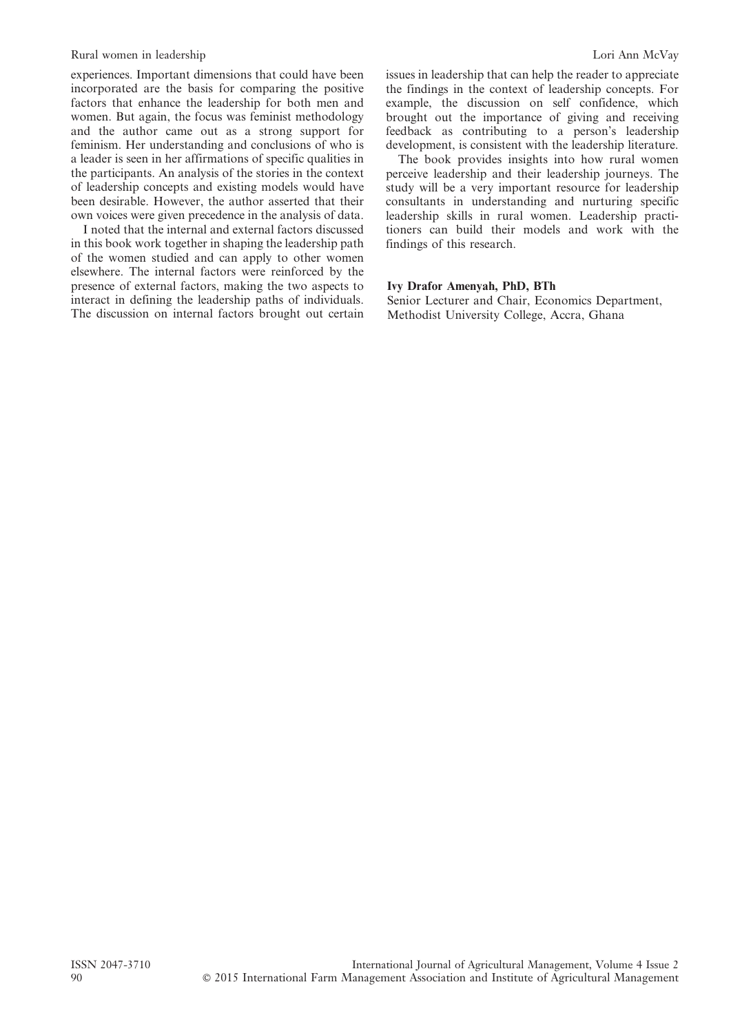experiences. Important dimensions that could have been incorporated are the basis for comparing the positive factors that enhance the leadership for both men and women. But again, the focus was feminist methodology and the author came out as a strong support for feminism. Her understanding and conclusions of who is a leader is seen in her affirmations of specific qualities in the participants. An analysis of the stories in the context of leadership concepts and existing models would have been desirable. However, the author asserted that their own voices were given precedence in the analysis of data.

I noted that the internal and external factors discussed in this book work together in shaping the leadership path of the women studied and can apply to other women elsewhere. The internal factors were reinforced by the presence of external factors, making the two aspects to interact in defining the leadership paths of individuals. The discussion on internal factors brought out certain issues in leadership that can help the reader to appreciate the findings in the context of leadership concepts. For example, the discussion on self confidence, which brought out the importance of giving and receiving feedback as contributing to a person's leadership development, is consistent with the leadership literature.

The book provides insights into how rural women perceive leadership and their leadership journeys. The study will be a very important resource for leadership consultants in understanding and nurturing specific leadership skills in rural women. Leadership practitioners can build their models and work with the findings of this research.

**Ivy Drafor Amenyah, PhD, BTh**
Senior Lecturer and Chair, Economics Department, Methodist University College, Accra, Ghana